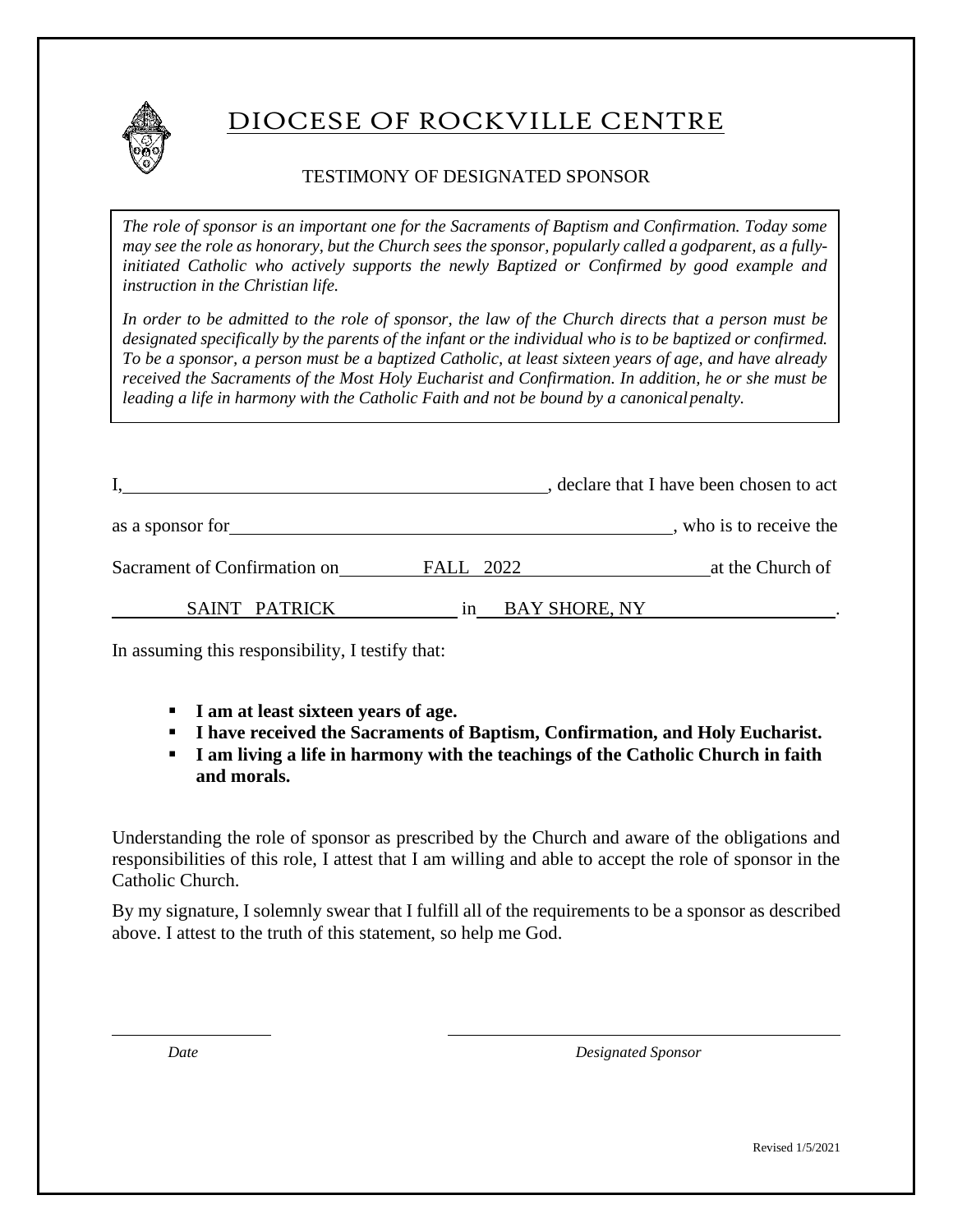# DIOCESE OF ROCKVILLE CENTRE

## TESTIMONY OF DESIGNATED SPONSOR

*The role of sponsor is an important one for the Sacraments of Baptism and Confirmation. Today some may see the role as honorary, but the Church sees the sponsor, popularly called a godparent, as a fully-initiated Catholic who actively supports the newly Baptized or Confirmed by good example and instruction in the Christian life.*

*In order to be admitted to the role of sponsor, the law of the Church directs that a person must be designated specifically by the parents of the infant or the individual who is to be baptized or confirmed. To be a sponsor, a person must be a baptized Catholic, at least sixteen years of age, and have already received the Sacraments of the Most Holy Eucharist and Confirmation. In addition, he or she must be leading a life in harmony with the Catholic Faith and not be bound by a canonical penalty.*

I, \_\_\_\_\_\_\_\_\_\_\_\_\_\_\_\_\_\_\_\_\_\_\_\_\_\_\_\_\_\_\_\_\_\_\_\_\_\_\_\_, declare that I have been chosen to act as a sponsor for \_\_\_\_\_\_\_\_\_\_\_\_\_\_\_\_\_\_\_\_\_\_\_\_\_\_\_\_\_\_\_\_\_\_\_\_\_\_\_\_, who is to receive the Sacrament of Confirmation on FALL 2022 at the Church of SAINT PATRICK in BAY SHORE, NY.

In assuming this responsibility, I testify that:

- **I am at least sixteen years of age.**
- **I have received the Sacraments of Baptism, Confirmation, and Holy Eucharist.**
- **I am living a life in harmony with the teachings of the Catholic Church in faith and morals.**

Understanding the role of sponsor as prescribed by the Church and aware of the obligations and responsibilities of this role, I attest that I am willing and able to accept the role of sponsor in the Catholic Church.

By my signature, I solemnly swear that I fulfill all of the requirements to be a sponsor as described above. I attest to the truth of this statement, so help me God.

\_\_\_\_\_\_\_\_\_\_\_\_\_\_\_\_\_\_\_\_ \_\_\_\_\_\_\_\_\_\_\_\_\_\_\_\_\_\_\_\_\_\_\_\_\_\_\_\_\_\_\_\_\_\_\_\_\_\_

*Date* *Designated Sponsor*

Revised 1/5/2021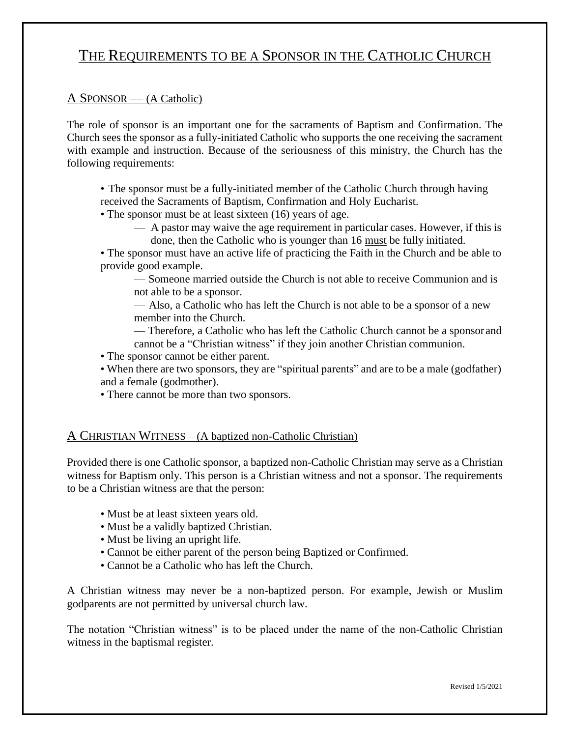# The Requirements to be a Sponsor in the Catholic Church

## A Sponsor — (A Catholic)

The role of sponsor is an important one for the sacraments of Baptism and Confirmation. The Church sees the sponsor as a fully-initiated Catholic who supports the one receiving the sacrament with example and instruction. Because of the seriousness of this ministry, the Church has the following requirements:

- The sponsor must be a fully-initiated member of the Catholic Church through having received the Sacraments of Baptism, Confirmation and Holy Eucharist.
- The sponsor must be at least sixteen (16) years of age.
  - A pastor may waive the age requirement in particular cases. However, if this is done, then the Catholic who is younger than 16 <u>must</u> be fully initiated.
- The sponsor must have an active life of practicing the Faith in the Church and be able to provide good example.
  - Someone married outside the Church is not able to receive Communion and is not able to be a sponsor.
  - Also, a Catholic who has left the Church is not able to be a sponsor of a new member into the Church.
  - Therefore, a Catholic who has left the Catholic Church cannot be a sponsor and cannot be a "Christian witness" if they join another Christian communion.
- The sponsor cannot be either parent.
- When there are two sponsors, they are "spiritual parents" and are to be a male (godfather) and a female (godmother).
- There cannot be more than two sponsors.

## A Christian Witness – (A baptized non-Catholic Christian)

Provided there is one Catholic sponsor, a baptized non-Catholic Christian may serve as a Christian witness for Baptism only. This person is a Christian witness and not a sponsor. The requirements to be a Christian witness are that the person:

- Must be at least sixteen years old.
- Must be a validly baptized Christian.
- Must be living an upright life.
- Cannot be either parent of the person being Baptized or Confirmed.
- Cannot be a Catholic who has left the Church.

A Christian witness may never be a non-baptized person. For example, Jewish or Muslim godparents are not permitted by universal church law.

The notation "Christian witness" is to be placed under the name of the non-Catholic Christian witness in the baptismal register.

Revised 1/5/2021